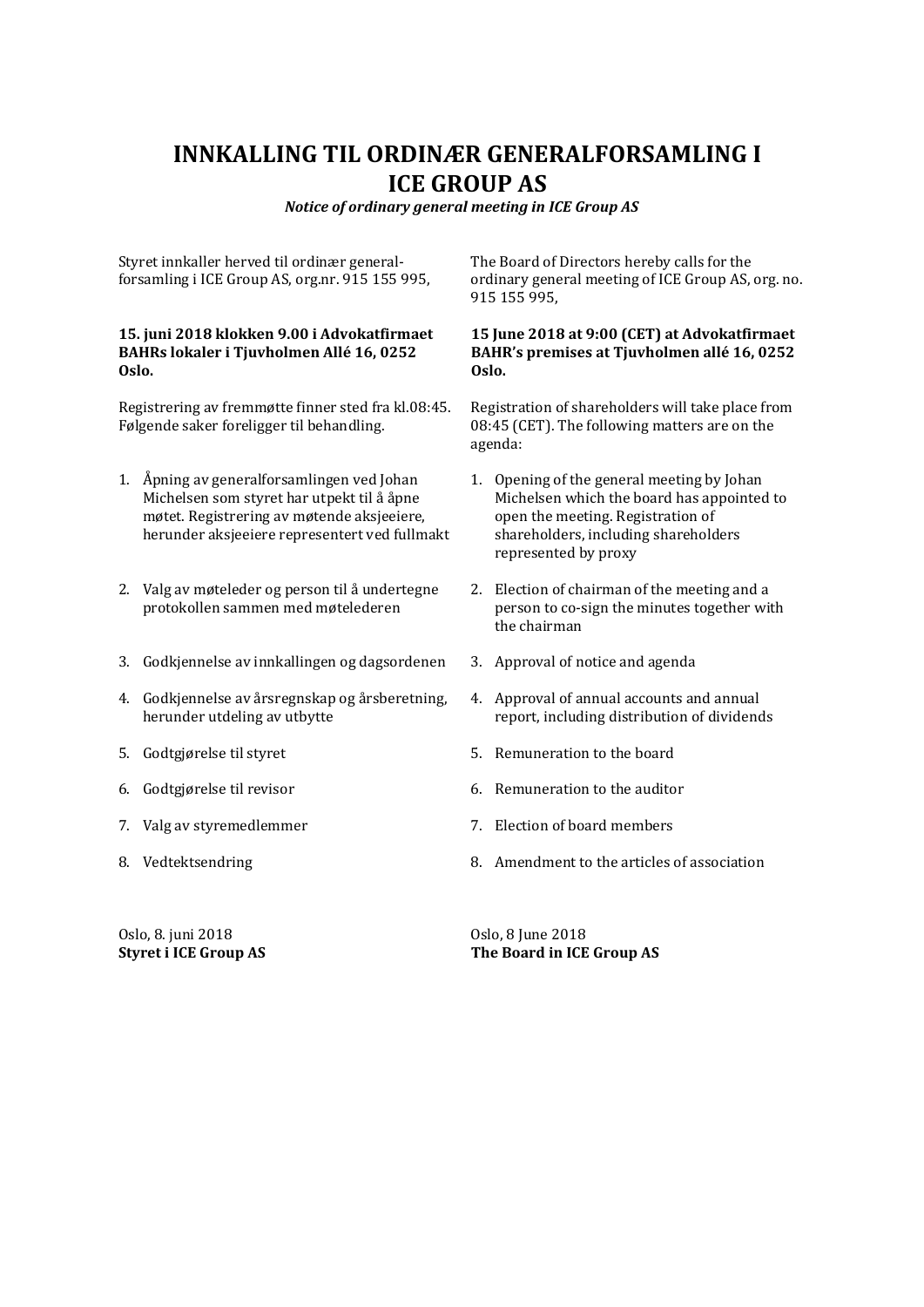# INNKALLING TIL ORDINÆR GENERALFORSAMLING I ICE GROUP AS

*Notice of ordinary general meeting in ICE Group AS*

Styret innkaller herved til ordinær generalforsamling i ICE Group AS, org.nr. 915 155 995,

**15. juni 2018 klokken 9.00 i Advokatfirmaet BAHRs lokaler i Tjuvholmen Allé 16, 0252 Oslo.**

Registrering av fremmøtte finner sted fra kl.08:45. Følgende saker foreligger til behandling.

1. Åpning av generalforsamlingen ved Johan Michelsen som styret har utpekt til å åpne møtet. Registrering av møtende aksjeeiere, herunder aksjeeiere representert ved fullmakt
2. Valg av møteleder og person til å undertegne protokollen sammen med møtelederen
3. Godkjennelse av innkallingen og dagsordenen
4. Godkjennelse av årsregnskap og årsberetning, herunder utdeling av utbytte
5. Godtgjørelse til styret
6. Godtgjørelse til revisor
7. Valg av styremedlemmer
8. Vedtektsendring

Oslo, 8. juni 2018
**Styret i ICE Group AS**

---

The Board of Directors hereby calls for the ordinary general meeting of ICE Group AS, org. no. 915 155 995,

**15 June 2018 at 9:00 (CET) at Advokatfirmaet BAHR's premises at Tjuvholmen allé 16, 0252 Oslo.**

Registration of shareholders will take place from 08:45 (CET). The following matters are on the agenda:

1. Opening of the general meeting by Johan Michelsen which the board has appointed to open the meeting. Registration of shareholders, including shareholders represented by proxy
2. Election of chairman of the meeting and a person to co-sign the minutes together with the chairman
3. Approval of notice and agenda
4. Approval of annual accounts and annual report, including distribution of dividends
5. Remuneration to the board
6. Remuneration to the auditor
7. Election of board members
8. Amendment to the articles of association

Oslo, 8 June 2018
**The Board in ICE Group AS**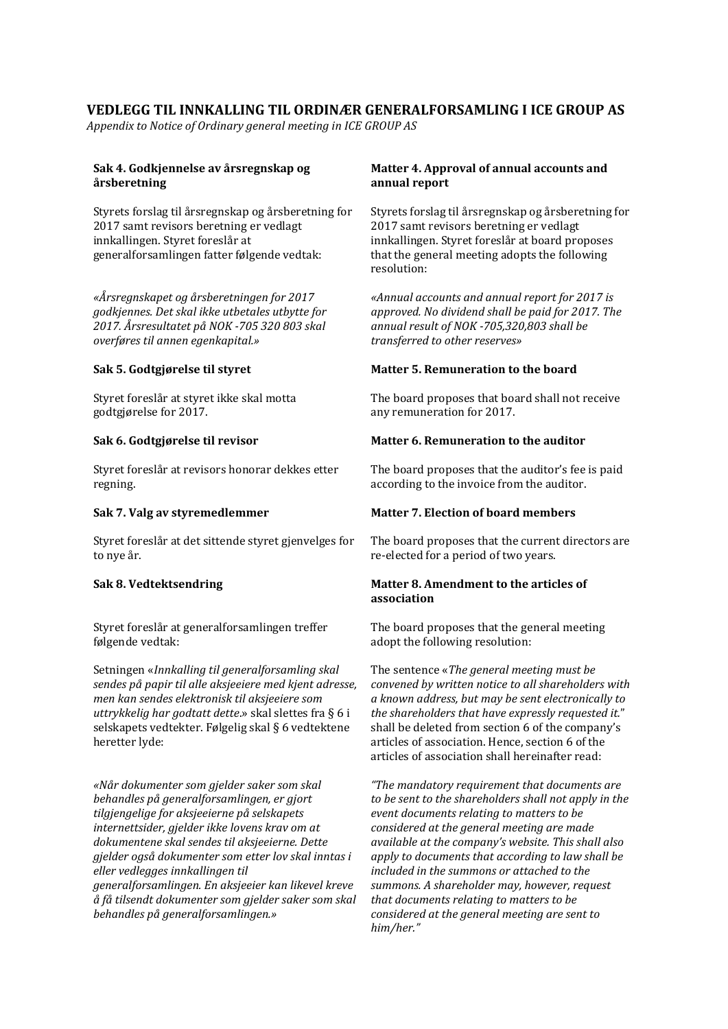# VEDLEGG TIL INNKALLING TIL ORDINÆR GENERALFORSAMLING I ICE GROUP AS

*Appendix to Notice of Ordinary general meeting in ICE GROUP AS*

### Sak 4. Godkjennelse av årsregnskap og årsberetning

Styrets forslag til årsregnskap og årsberetning for 2017 samt revisors beretning er vedlagt innkallingen. Styret foreslår at generalforsamlingen fatter følgende vedtak:

*«Årsregnskapet og årsberetningen for 2017 godkjennes. Det skal ikke utbetales utbytte for 2017. Årsresultatet på NOK -705 320 803 skal overføres til annen egenkapital.»*

### Matter 4. Approval of annual accounts and annual report

Styrets forslag til årsregnskap og årsberetning for 2017 samt revisors beretning er vedlagt innkallingen. Styret foreslår at board proposes that the general meeting adopts the following resolution:

*«Annual accounts and annual report for 2017 is approved. No dividend shall be paid for 2017. The annual result of NOK -705,320,803 shall be transferred to other reserves»*

### Sak 5. Godtgjørelse til styret

Styret foreslår at styret ikke skal motta godtgjørelse for 2017.

### Matter 5. Remuneration to the board

The board proposes that board shall not receive any remuneration for 2017.

### Sak 6. Godtgjørelse til revisor

Styret foreslår at revisors honorar dekkes etter regning.

### Matter 6. Remuneration to the auditor

The board proposes that the auditor's fee is paid according to the invoice from the auditor.

### Sak 7. Valg av styremedlemmer

Styret foreslår at det sittende styret gjenvelges for to nye år.

### Matter 7. Election of board members

The board proposes that the current directors are re-elected for a period of two years.

### Sak 8. Vedtektsendring

Styret foreslår at generalforsamlingen treffer følgende vedtak:

Setningen «*Innkalling til generalforsamling skal sendes på papir til alle aksjeeiere med kjent adresse, men kan sendes elektronisk til aksjeeiere som uttrykkelig har godtatt dette.*» skal slettes fra § 6 i selskapets vedtekter. Følgelig skal § 6 vedtektene heretter lyde:

*«Når dokumenter som gjelder saker som skal behandles på generalforsamlingen, er gjort tilgjengelige for aksjeeierne på selskapets internettsider, gjelder ikke lovens krav om at dokumentene skal sendes til aksjeeierne. Dette gjelder også dokumenter som etter lov skal inntas i eller vedlegges innkallingen til generalforsamlingen. En aksjeeier kan likevel kreve å få tilsendt dokumenter som gjelder saker som skal behandles på generalforsamlingen.»*

### Matter 8. Amendment to the articles of association

The board proposes that the general meeting adopt the following resolution:

The sentence «*The general meeting must be convened by written notice to all shareholders with a known address, but may be sent electronically to the shareholders that have expressly requested it.*" shall be deleted from section 6 of the company's articles of association. Hence, section 6 of the articles of association shall hereinafter read:

*"The mandatory requirement that documents are to be sent to the shareholders shall not apply in the event documents relating to matters to be considered at the general meeting are made available at the company's website. This shall also apply to documents that according to law shall be included in the summons or attached to the summons. A shareholder may, however, request that documents relating to matters to be considered at the general meeting are sent to him/her."*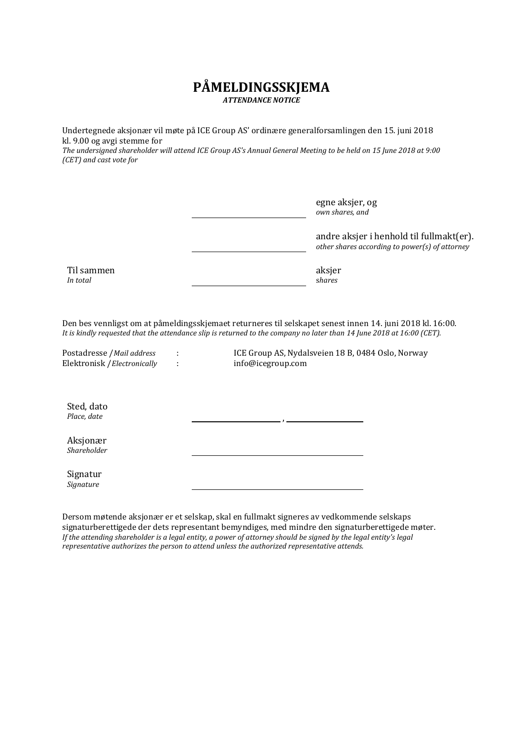# PÅMELDINGSSKJEMA

***ATTENDANCE NOTICE***

Undertegnede aksjonær vil møte på ICE Group AS' ordinære generalforsamlingen den 15. juni 2018 kl. 9.00 og avgi stemme for
*The undersigned shareholder will attend ICE Group AS's Annual General Meeting to be held on 15 June 2018 at 9:00 (CET) and cast vote for*

| | | |
|---|---|---|
| | \_\_\_\_\_\_\_\_\_\_\_\_\_\_\_\_\_\_\_\_ | egne aksjer, og<br>*own shares, and* |
| | \_\_\_\_\_\_\_\_\_\_\_\_\_\_\_\_\_\_\_\_ | andre aksjer i henhold til fullmakt(er).<br>*other shares according to power(s) of attorney* |
| Til sammen<br>*In total* | \_\_\_\_\_\_\_\_\_\_\_\_\_\_\_\_\_\_\_\_ | aksjer<br>*shares* |

Den bes vennligst om at påmeldingsskjemaet returneres til selskapet senest innen 14. juni 2018 kl. 16:00.
*It is kindly requested that the attendance slip is returned to the company no later than 14 June 2018 at 16:00 (CET).*

| | | |
|---|---|---|
| Postadresse /*Mail address* | : | ICE Group AS, Nydalsveien 18 B, 0484 Oslo, Norway |
| Elektronisk /*Electronically* | : | info@icegroup.com |

| | |
|---|---|
| Sted, dato<br>*Place, date* | \_\_\_\_\_\_\_\_\_\_\_\_\_\_\_\_, \_\_\_\_\_\_\_\_\_\_\_\_\_\_ |
| Aksjonær<br>*Shareholder* | \_\_\_\_\_\_\_\_\_\_\_\_\_\_\_\_\_\_\_\_\_\_\_\_\_\_\_\_\_\_ |
| Signatur<br>*Signature* | \_\_\_\_\_\_\_\_\_\_\_\_\_\_\_\_\_\_\_\_\_\_\_\_\_\_\_\_\_\_ |

Dersom møtende aksjonær er et selskap, skal en fullmakt signeres av vedkommende selskaps signaturberettigede der dets representant bemyndiges, med mindre den signaturberettigede møter.
*If the attending shareholder is a legal entity, a power of attorney should be signed by the legal entity's legal representative authorizes the person to attend unless the authorized representative attends.*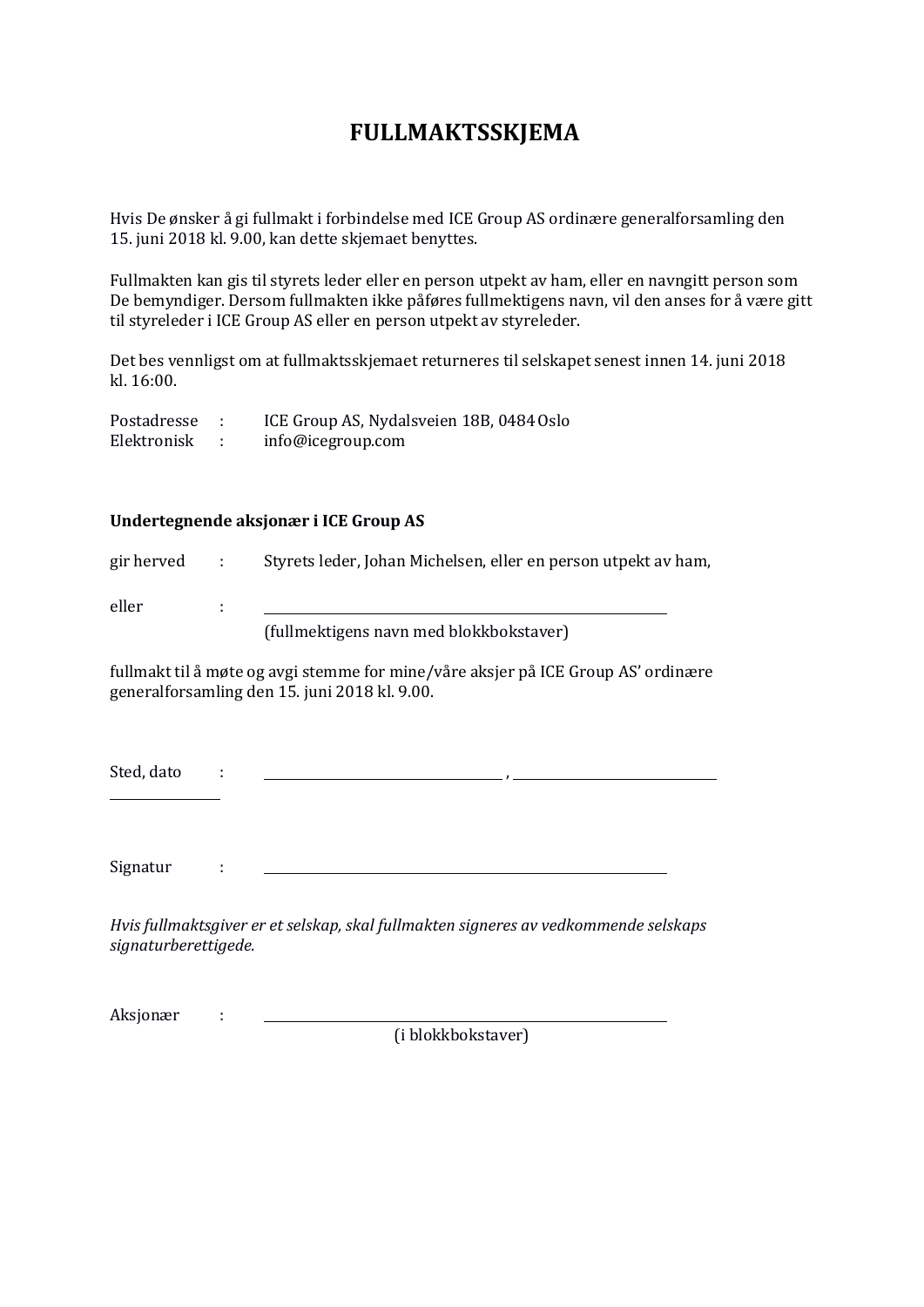# FULLMAKTSSKJEMA

Hvis De ønsker å gi fullmakt i forbindelse med ICE Group AS ordinære generalforsamling den 15. juni 2018 kl. 9.00, kan dette skjemaet benyttes.

Fullmakten kan gis til styrets leder eller en person utpekt av ham, eller en navngitt person som De bemyndiger. Dersom fullmakten ikke påføres fullmektigens navn, vil den anses for å være gitt til styreleder i ICE Group AS eller en person utpekt av styreleder.

Det bes vennligst om at fullmaktsskjemaet returneres til selskapet senest innen 14. juni 2018 kl. 16:00.

Postadresse : ICE Group AS, Nydalsveien 18B, 0484 Oslo
Elektronisk : info@icegroup.com

**Undertegnende aksjonær i ICE Group AS**

gir herved : Styrets leder, Johan Michelsen, eller en person utpekt av ham,

eller : ______________________________
(fullmektigens navn med blokkbokstaver)

fullmakt til å møte og avgi stemme for mine/våre aksjer på ICE Group AS' ordinære generalforsamling den 15. juni 2018 kl. 9.00.

Sted, dato : ____________________ , ____________________ ____________

Signatur : ______________________________

*Hvis fullmaktsgiver er et selskap, skal fullmakten signeres av vedkommende selskaps signaturberettigede.*

Aksjonær : ______________________________
(i blokkbokstaver)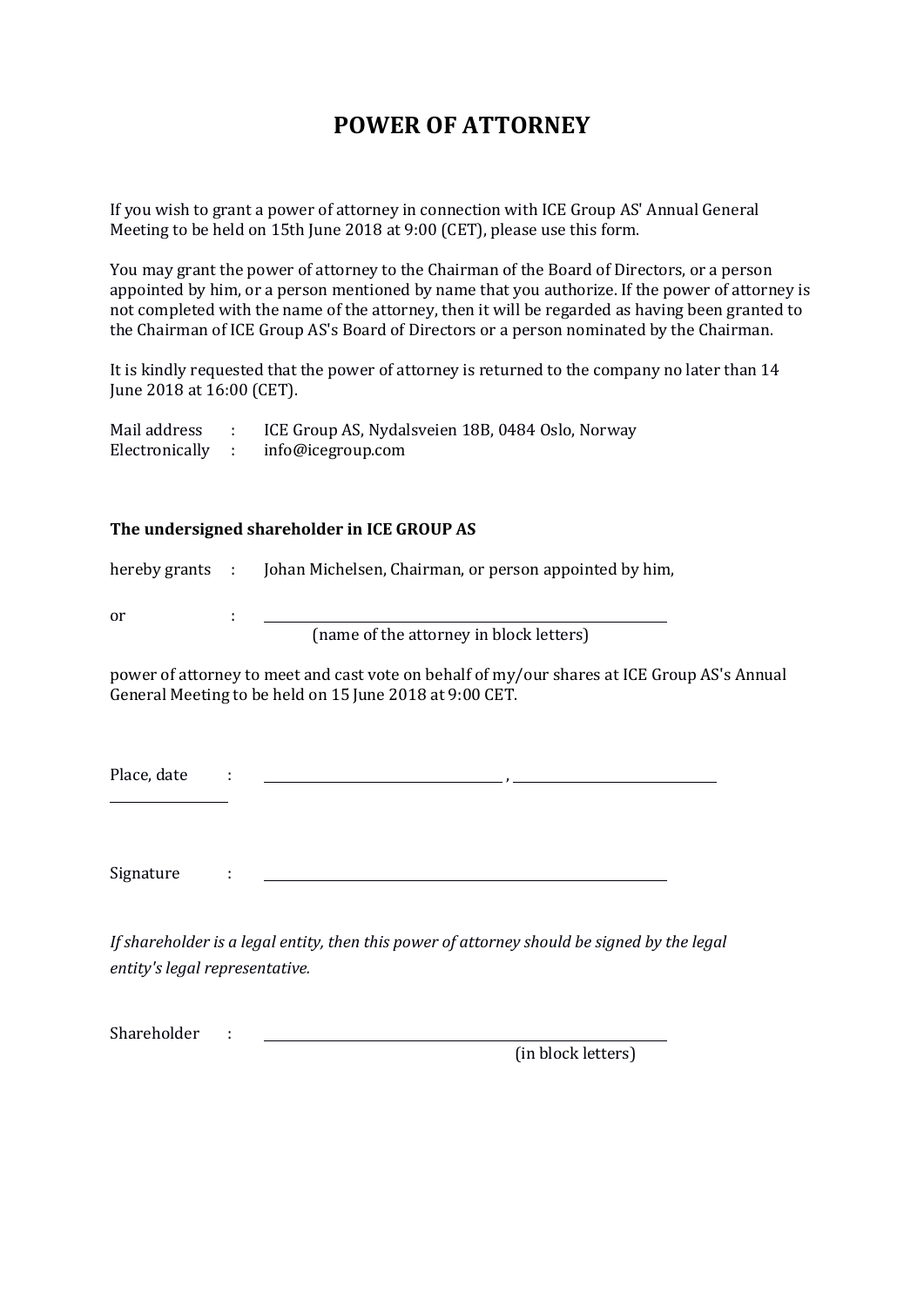# POWER OF ATTORNEY

If you wish to grant a power of attorney in connection with ICE Group AS' Annual General Meeting to be held on 15th June 2018 at 9:00 (CET), please use this form.

You may grant the power of attorney to the Chairman of the Board of Directors, or a person appointed by him, or a person mentioned by name that you authorize. If the power of attorney is not completed with the name of the attorney, then it will be regarded as having been granted to the Chairman of ICE Group AS's Board of Directors or a person nominated by the Chairman.

It is kindly requested that the power of attorney is returned to the company no later than 14 June 2018 at 16:00 (CET).

Mail address : ICE Group AS, Nydalsveien 18B, 0484 Oslo, Norway
Electronically : info@icegroup.com

**The undersigned shareholder in ICE GROUP AS**

hereby grants : Johan Michelsen, Chairman, or person appointed by him,

or : ______________________________
(name of the attorney in block letters)

power of attorney to meet and cast vote on behalf of my/our shares at ICE Group AS's Annual General Meeting to be held on 15 June 2018 at 9:00 CET.

Place, date : ____________________ , ____________________

Signature : ______________________________

*If shareholder is a legal entity, then this power of attorney should be signed by the legal entity's legal representative.*

Shareholder : ______________________________
(in block letters)